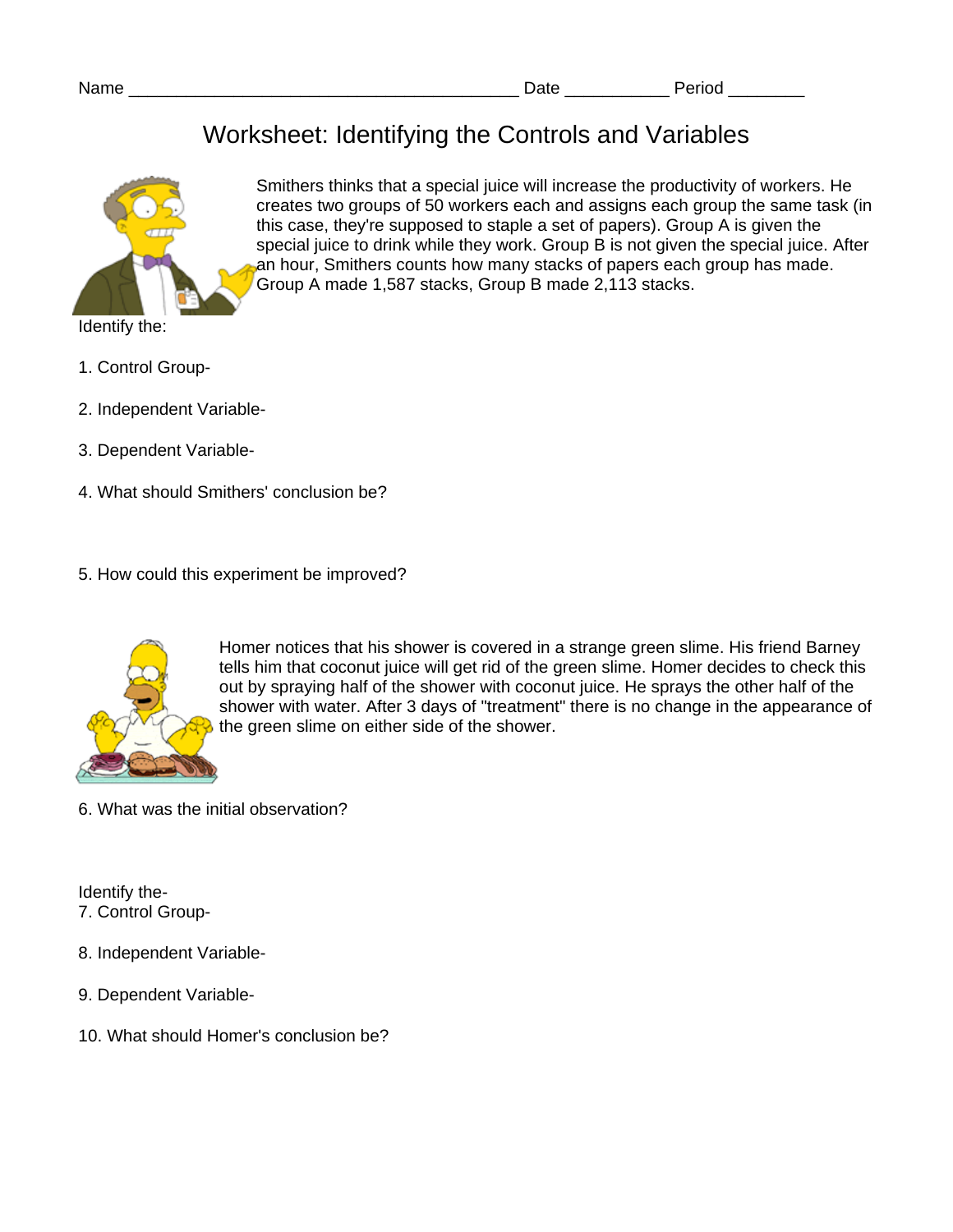Name ________________________________________ Date ___________ Period ________

# Worksheet: Identifying the Controls and Variables

Smithers thinks that a special juice will increase the productivity of workers. He creates two groups of 50 workers each and assigns each group the same task (in this case, they're supposed to staple a set of papers). Group A is given the special juice to drink while they work. Group B is not given the special juice. After an hour, Smithers counts how many stacks of papers each group has made. Group A made 1,587 stacks, Group B made 2,113 stacks.

Identify the:

1. Control Group-

2. Independent Variable-

3. Dependent Variable-

4. What should Smithers' conclusion be?

5. How could this experiment be improved?

Homer notices that his shower is covered in a strange green slime. His friend Barney tells him that coconut juice will get rid of the green slime. Homer decides to check this out by spraying half of the shower with coconut juice. He sprays the other half of the shower with water. After 3 days of "treatment" there is no change in the appearance of the green slime on either side of the shower.

6. What was the initial observation?

Identify the-

7. Control Group-

8. Independent Variable-

9. Dependent Variable-

10. What should Homer's conclusion be?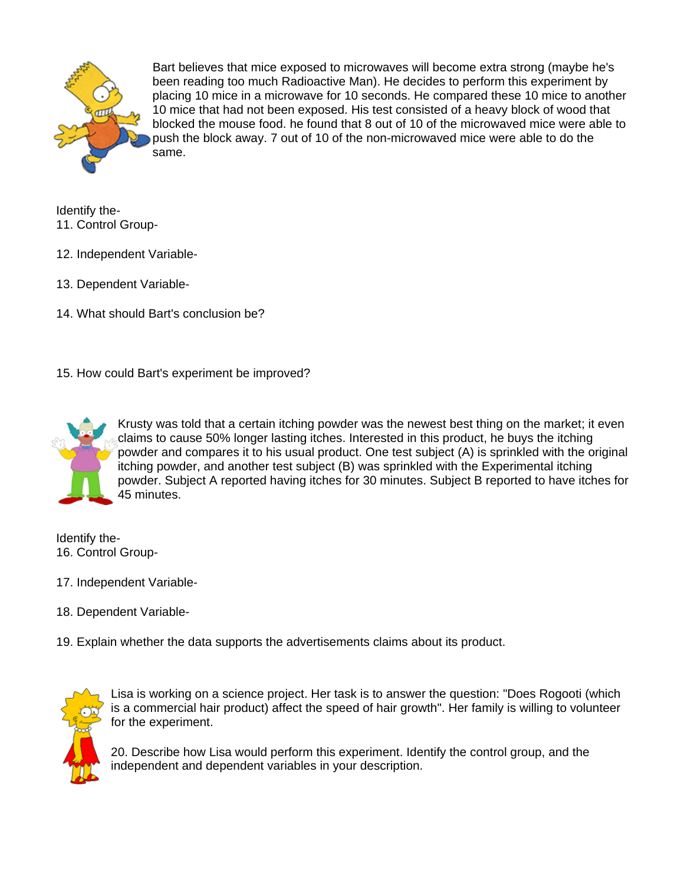Bart believes that mice exposed to microwaves will become extra strong (maybe he's been reading too much Radioactive Man). He decides to perform this experiment by placing 10 mice in a microwave for 10 seconds. He compared these 10 mice to another 10 mice that had not been exposed. His test consisted of a heavy block of wood that blocked the mouse food. he found that 8 out of 10 of the microwaved mice were able to push the block away. 7 out of 10 of the non-microwaved mice were able to do the same.

Identify the-

11. Control Group-

12. Independent Variable-

13. Dependent Variable-

14. What should Bart's conclusion be?

15. How could Bart's experiment be improved?

Krusty was told that a certain itching powder was the newest best thing on the market; it even claims to cause 50% longer lasting itches. Interested in this product, he buys the itching powder and compares it to his usual product. One test subject (A) is sprinkled with the original itching powder, and another test subject (B) was sprinkled with the Experimental itching powder. Subject A reported having itches for 30 minutes. Subject B reported to have itches for 45 minutes.

Identify the-

16. Control Group-

17. Independent Variable-

18. Dependent Variable-

19. Explain whether the data supports the advertisements claims about its product.

Lisa is working on a science project. Her task is to answer the question: "Does Rogooti (which is a commercial hair product) affect the speed of hair growth". Her family is willing to volunteer for the experiment.

20. Describe how Lisa would perform this experiment. Identify the control group, and the independent and dependent variables in your description.